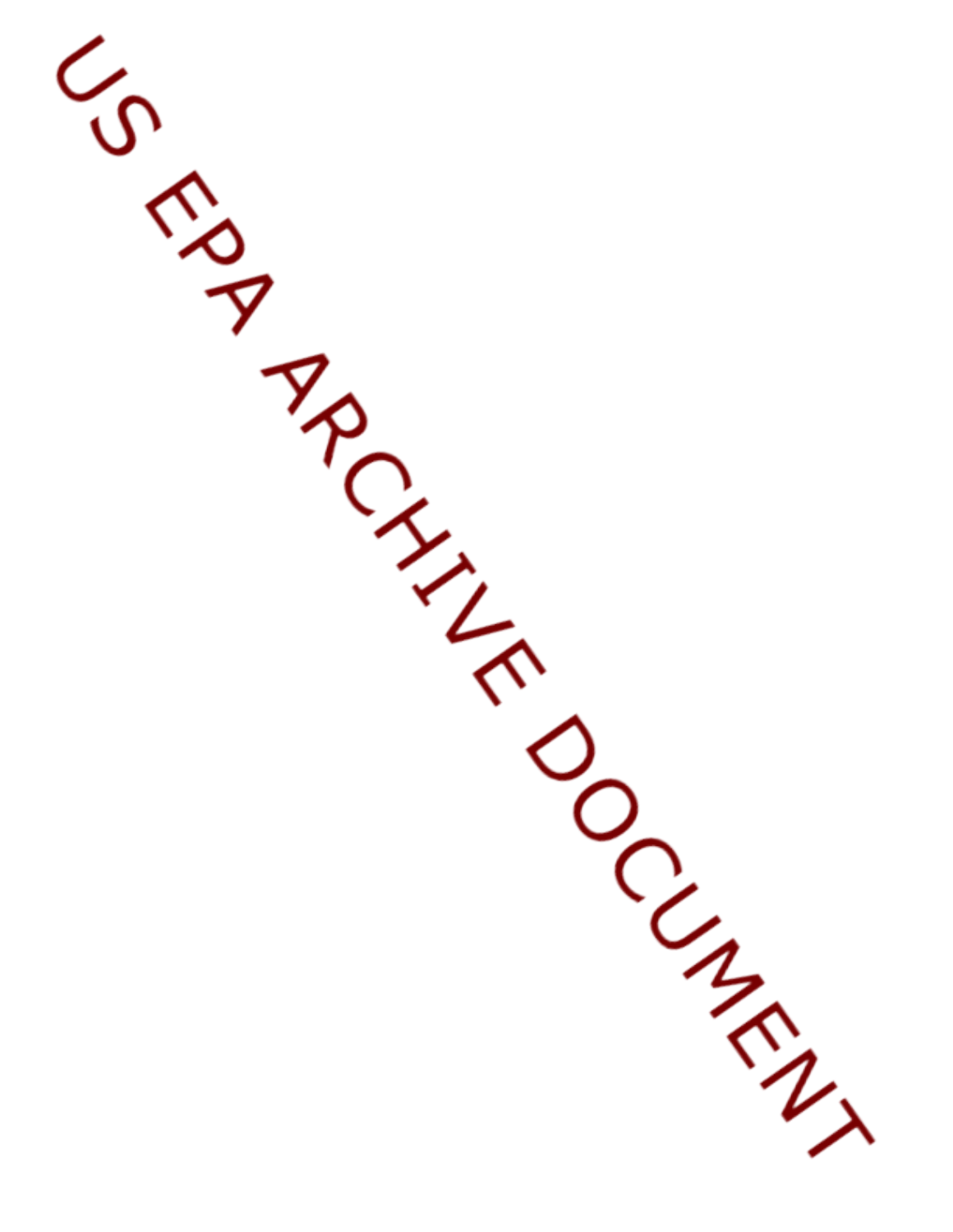US EPA ARCHIVE DOCUMENT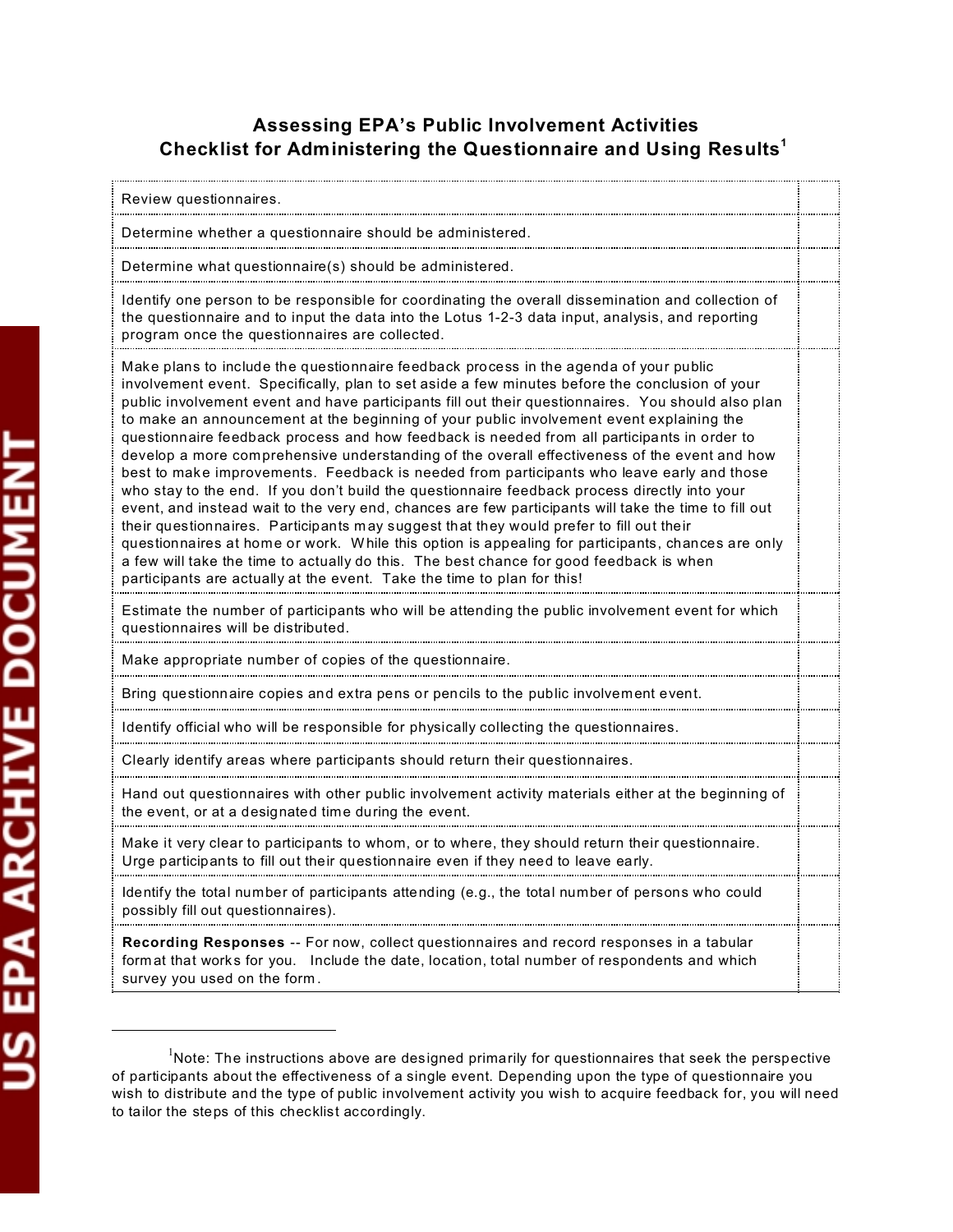# Assessing EPA's Public Involvement Activities
## Checklist for Administering the Questionnaire and Using Results[1]

| | |
|---|---|
| Review questionnaires. | |
| Determine whether a questionnaire should be administered. | |
| Determine what questionnaire(s) should be administered. | |
| Identify one person to be responsible for coordinating the overall dissemination and collection of the questionnaire and to input the data into the Lotus 1-2-3 data input, analysis, and reporting program once the questionnaires are collected. | |
| Make plans to include the questionnaire feedback process in the agenda of your public involvement event. Specifically, plan to set aside a few minutes before the conclusion of your public involvement event and have participants fill out their questionnaires. You should also plan to make an announcement at the beginning of your public involvement event explaining the questionnaire feedback process and how feedback is needed from all participants in order to develop a more comprehensive understanding of the overall effectiveness of the event and how best to make improvements. Feedback is needed from participants who leave early and those who stay to the end. If you don't build the questionnaire feedback process directly into your event, and instead wait to the very end, chances are few participants will take the time to fill out their questionnaires. Participants may suggest that they would prefer to fill out their questionnaires at home or work. While this option is appealing for participants, chances are only a few will take the time to actually do this. The best chance for good feedback is when participants are actually at the event. Take the time to plan for this! | |
| Estimate the number of participants who will be attending the public involvement event for which questionnaires will be distributed. | |
| Make appropriate number of copies of the questionnaire. | |
| Bring questionnaire copies and extra pens or pencils to the public involvement event. | |
| Identify official who will be responsible for physically collecting the questionnaires. | |
| Clearly identify areas where participants should return their questionnaires. | |
| Hand out questionnaires with other public involvement activity materials either at the beginning of the event, or at a designated time during the event. | |
| Make it very clear to participants to whom, or to where, they should return their questionnaire. Urge participants to fill out their questionnaire even if they need to leave early. | |
| Identify the total number of participants attending (e.g., the total number of persons who could possibly fill out questionnaires). | |
| **Recording Responses** -- For now, collect questionnaires and record responses in a tabular format that works for you. Include the date, location, total number of respondents and which survey you used on the form. | |

[1]Note: The instructions above are designed primarily for questionnaires that seek the perspective of participants about the effectiveness of a single event. Depending upon the type of questionnaire you wish to distribute and the type of public involvement activity you wish to acquire feedback for, you will need to tailor the steps of this checklist accordingly.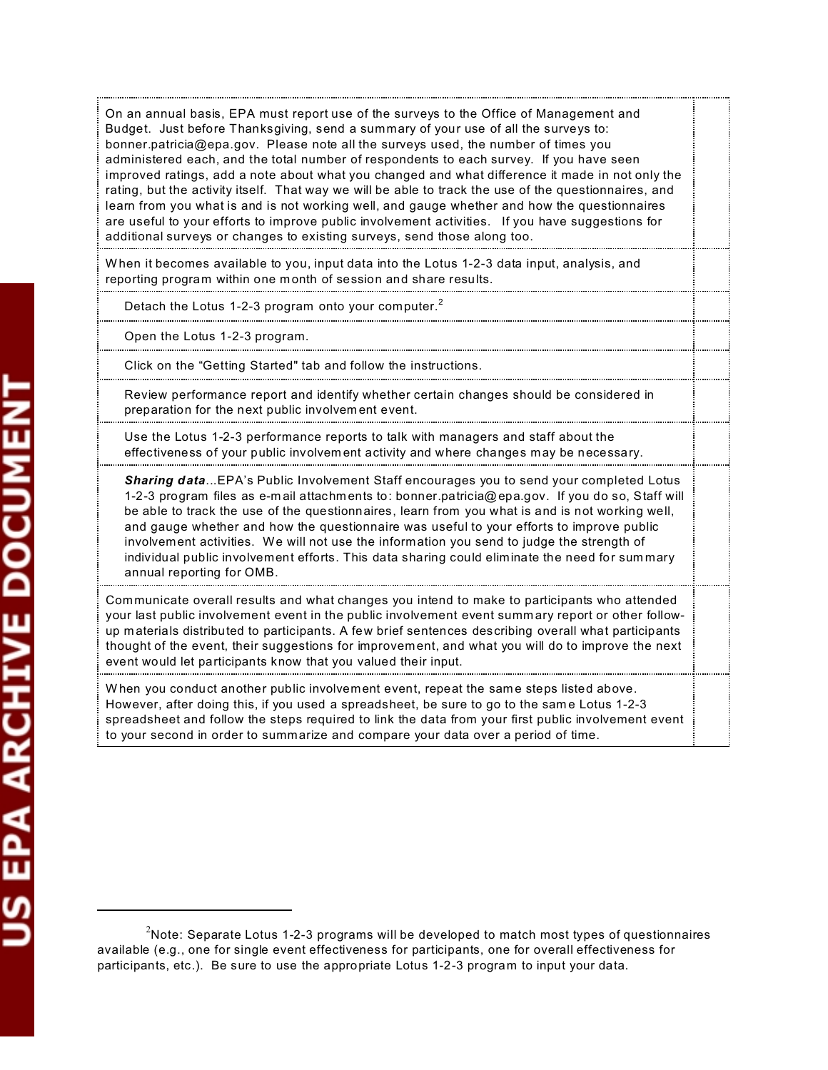| | |
|---|---|
| On an annual basis, EPA must report use of the surveys to the Office of Management and Budget. Just before Thanksgiving, send a summary of your use of all the surveys to: bonner.patricia@epa.gov. Please note all the surveys used, the number of times you administered each, and the total number of respondents to each survey. If you have seen improved ratings, add a note about what you changed and what difference it made in not only the rating, but the activity itself. That way we will be able to track the use of the questionnaires, and learn from you what is and is not working well, and gauge whether and how the questionnaires are useful to your efforts to improve public involvement activities. If you have suggestions for additional surveys or changes to existing surveys, send those along too. | |
| When it becomes available to you, input data into the Lotus 1-2-3 data input, analysis, and reporting program within one month of session and share results. | |
| Detach the Lotus 1-2-3 program onto your computer.[2] | |
| Open the Lotus 1-2-3 program. | |
| Click on the "Getting Started" tab and follow the instructions. | |
| Review performance report and identify whether certain changes should be considered in preparation for the next public involvement event. | |
| Use the Lotus 1-2-3 performance reports to talk with managers and staff about the effectiveness of your public involvement activity and where changes may be necessary. | |
| ***Sharing data***...EPA's Public Involvement Staff encourages you to send your completed Lotus 1-2-3 program files as e-mail attachments to: bonner.patricia@epa.gov. If you do so, Staff will be able to track the use of the questionnaires, learn from you what is and is not working well, and gauge whether and how the questionnaire was useful to your efforts to improve public involvement activities. We will not use the information you send to judge the strength of individual public involvement efforts. This data sharing could eliminate the need for summary annual reporting for OMB. | |
| Communicate overall results and what changes you intend to make to participants who attended your last public involvement event in the public involvement event summary report or other follow-up materials distributed to participants. A few brief sentences describing overall what participants thought of the event, their suggestions for improvement, and what you will do to improve the next event would let participants know that you valued their input. | |
| When you conduct another public involvement event, repeat the same steps listed above. However, after doing this, if you used a spreadsheet, be sure to go to the same Lotus 1-2-3 spreadsheet and follow the steps required to link the data from your first public involvement event to your second in order to summarize and compare your data over a period of time. | |

[2] Note: Separate Lotus 1-2-3 programs will be developed to match most types of questionnaires available (e.g., one for single event effectiveness for participants, one for overall effectiveness for participants, etc.). Be sure to use the appropriate Lotus 1-2-3 program to input your data.